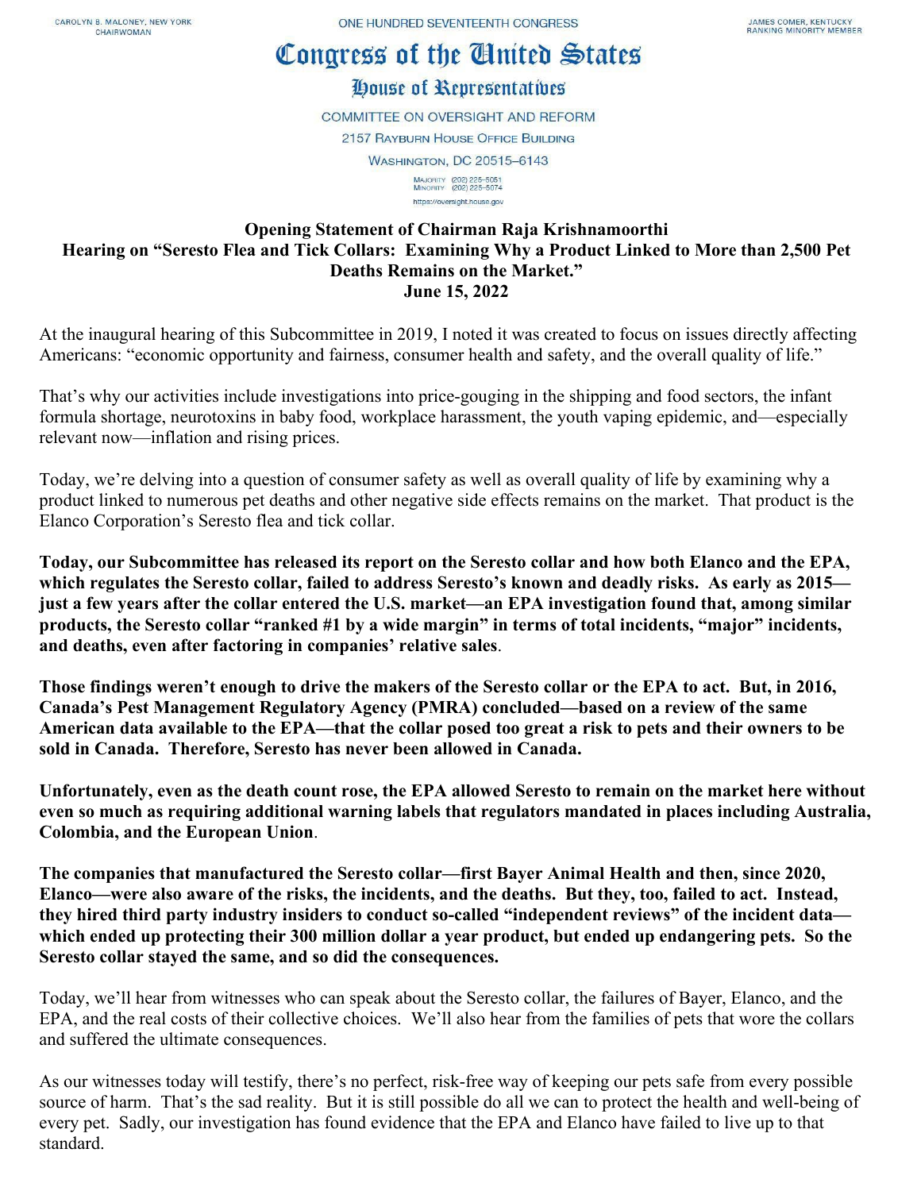CAROLYN B. MALONEY, NEW YORK
CHAIRWOMAN

ONE HUNDRED SEVENTEENTH CONGRESS

JAMES COMER, KENTUCKY
RANKING MINORITY MEMBER

# Congress of the United States

## House of Representatives

COMMITTEE ON OVERSIGHT AND REFORM

2157 RAYBURN HOUSE OFFICE BUILDING

WASHINGTON, DC 20515–6143

MAJORITY (202) 225-5051
MINORITY (202) 225-5074

https://oversight.house.gov

**Opening Statement of Chairman Raja Krishnamoorthi**
**Hearing on "Seresto Flea and Tick Collars: Examining Why a Product Linked to More than 2,500 Pet Deaths Remains on the Market."**
**June 15, 2022**

At the inaugural hearing of this Subcommittee in 2019, I noted it was created to focus on issues directly affecting Americans: "economic opportunity and fairness, consumer health and safety, and the overall quality of life."

That's why our activities include investigations into price-gouging in the shipping and food sectors, the infant formula shortage, neurotoxins in baby food, workplace harassment, the youth vaping epidemic, and—especially relevant now—inflation and rising prices.

Today, we're delving into a question of consumer safety as well as overall quality of life by examining why a product linked to numerous pet deaths and other negative side effects remains on the market. That product is the Elanco Corporation's Seresto flea and tick collar.

**Today, our Subcommittee has released its report on the Seresto collar and how both Elanco and the EPA, which regulates the Seresto collar, failed to address Seresto's known and deadly risks. As early as 2015—just a few years after the collar entered the U.S. market—an EPA investigation found that, among similar products, the Seresto collar "ranked #1 by a wide margin" in terms of total incidents, "major" incidents, and deaths, even after factoring in companies' relative sales**.

**Those findings weren't enough to drive the makers of the Seresto collar or the EPA to act. But, in 2016, Canada's Pest Management Regulatory Agency (PMRA) concluded—based on a review of the same American data available to the EPA—that the collar posed too great a risk to pets and their owners to be sold in Canada. Therefore, Seresto has never been allowed in Canada.**

**Unfortunately, even as the death count rose, the EPA allowed Seresto to remain on the market here without even so much as requiring additional warning labels that regulators mandated in places including Australia, Colombia, and the European Union**.

**The companies that manufactured the Seresto collar—first Bayer Animal Health and then, since 2020, Elanco—were also aware of the risks, the incidents, and the deaths. But they, too, failed to act. Instead, they hired third party industry insiders to conduct so-called "independent reviews" of the incident data—which ended up protecting their 300 million dollar a year product, but ended up endangering pets. So the Seresto collar stayed the same, and so did the consequences.**

Today, we'll hear from witnesses who can speak about the Seresto collar, the failures of Bayer, Elanco, and the EPA, and the real costs of their collective choices. We'll also hear from the families of pets that wore the collars and suffered the ultimate consequences.

As our witnesses today will testify, there's no perfect, risk-free way of keeping our pets safe from every possible source of harm. That's the sad reality. But it is still possible do all we can to protect the health and well-being of every pet. Sadly, our investigation has found evidence that the EPA and Elanco have failed to live up to that standard.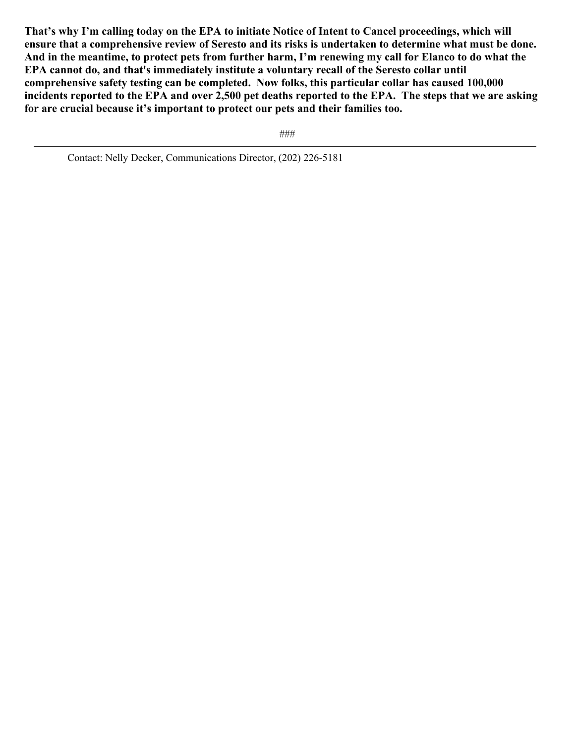**That's why I'm calling today on the EPA to initiate Notice of Intent to Cancel proceedings, which will ensure that a comprehensive review of Seresto and its risks is undertaken to determine what must be done. And in the meantime, to protect pets from further harm, I'm renewing my call for Elanco to do what the EPA cannot do, and that's immediately institute a voluntary recall of the Seresto collar until comprehensive safety testing can be completed. Now folks, this particular collar has caused 100,000 incidents reported to the EPA and over 2,500 pet deaths reported to the EPA. The steps that we are asking for are crucial because it's important to protect our pets and their families too.**

###

---

Contact: Nelly Decker, Communications Director, (202) 226-5181